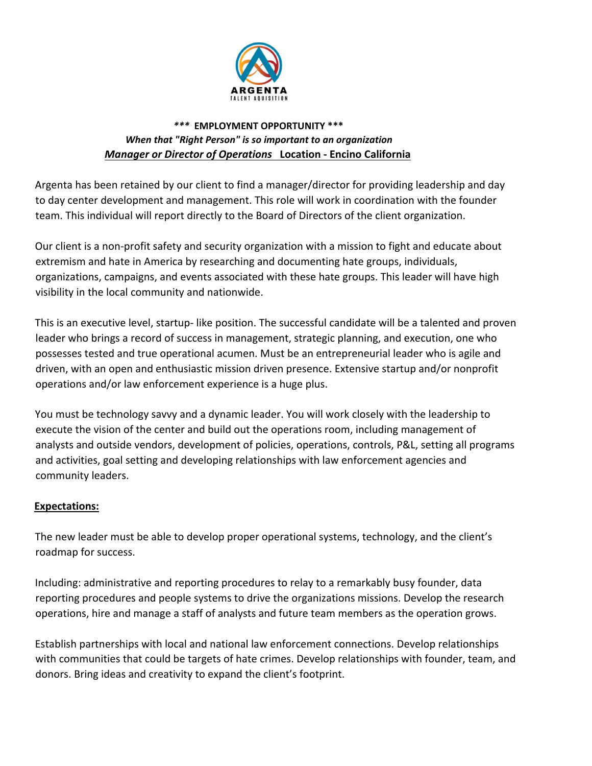ARGENTA
TALENT AQUISITION

**\*\*\* EMPLOYMENT OPPORTUNITY \*\*\***

***When that "Right Person" is so important to an organization***

***Manager or Director of Operations*** **Location - Encino California**

Argenta has been retained by our client to find a manager/director for providing leadership and day to day center development and management. This role will work in coordination with the founder team. This individual will report directly to the Board of Directors of the client organization.

Our client is a non-profit safety and security organization with a mission to fight and educate about extremism and hate in America by researching and documenting hate groups, individuals, organizations, campaigns, and events associated with these hate groups. This leader will have high visibility in the local community and nationwide.

This is an executive level, startup- like position. The successful candidate will be a talented and proven leader who brings a record of success in management, strategic planning, and execution, one who possesses tested and true operational acumen. Must be an entrepreneurial leader who is agile and driven, with an open and enthusiastic mission driven presence. Extensive startup and/or nonprofit operations and/or law enforcement experience is a huge plus.

You must be technology savvy and a dynamic leader. You will work closely with the leadership to execute the vision of the center and build out the operations room, including management of analysts and outside vendors, development of policies, operations, controls, P&L, setting all programs and activities, goal setting and developing relationships with law enforcement agencies and community leaders.

**Expectations:**

The new leader must be able to develop proper operational systems, technology, and the client's roadmap for success.

Including: administrative and reporting procedures to relay to a remarkably busy founder, data reporting procedures and people systems to drive the organizations missions. Develop the research operations, hire and manage a staff of analysts and future team members as the operation grows.

Establish partnerships with local and national law enforcement connections. Develop relationships with communities that could be targets of hate crimes. Develop relationships with founder, team, and donors. Bring ideas and creativity to expand the client's footprint.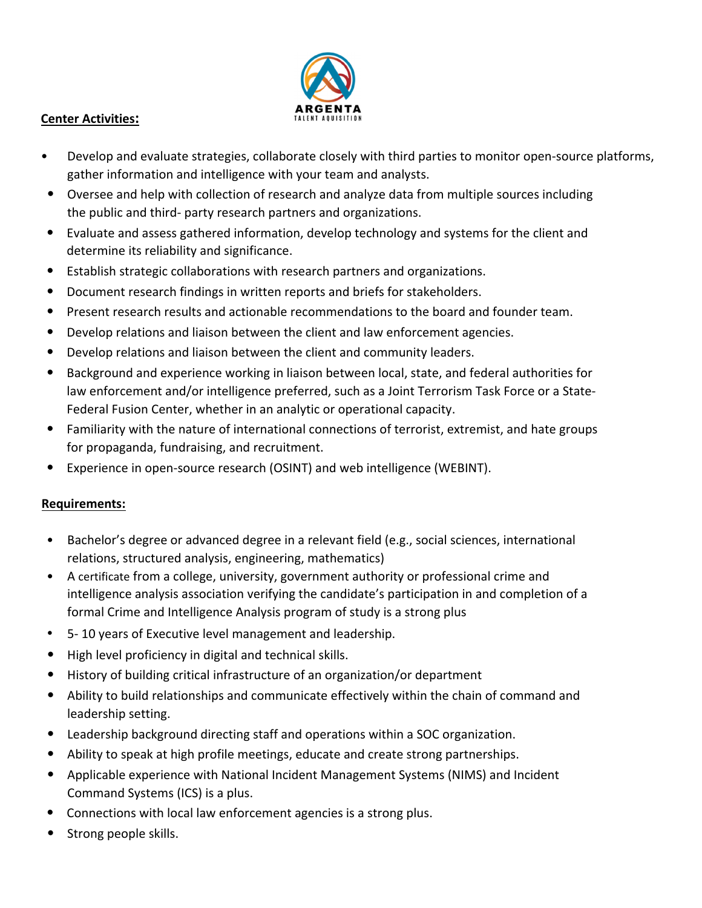## Center Activities:

- Develop and evaluate strategies, collaborate closely with third parties to monitor open-source platforms, gather information and intelligence with your team and analysts.
- Oversee and help with collection of research and analyze data from multiple sources including the public and third- party research partners and organizations.
- Evaluate and assess gathered information, develop technology and systems for the client and determine its reliability and significance.
- Establish strategic collaborations with research partners and organizations.
- Document research findings in written reports and briefs for stakeholders.
- Present research results and actionable recommendations to the board and founder team.
- Develop relations and liaison between the client and law enforcement agencies.
- Develop relations and liaison between the client and community leaders.
- Background and experience working in liaison between local, state, and federal authorities for law enforcement and/or intelligence preferred, such as a Joint Terrorism Task Force or a State-Federal Fusion Center, whether in an analytic or operational capacity.
- Familiarity with the nature of international connections of terrorist, extremist, and hate groups for propaganda, fundraising, and recruitment.
- Experience in open-source research (OSINT) and web intelligence (WEBINT).

## Requirements:

- Bachelor's degree or advanced degree in a relevant field (e.g., social sciences, international relations, structured analysis, engineering, mathematics)
- A certificate from a college, university, government authority or professional crime and intelligence analysis association verifying the candidate's participation in and completion of a formal Crime and Intelligence Analysis program of study is a strong plus
- 5- 10 years of Executive level management and leadership.
- High level proficiency in digital and technical skills.
- History of building critical infrastructure of an organization/or department
- Ability to build relationships and communicate effectively within the chain of command and leadership setting.
- Leadership background directing staff and operations within a SOC organization.
- Ability to speak at high profile meetings, educate and create strong partnerships.
- Applicable experience with National Incident Management Systems (NIMS) and Incident Command Systems (ICS) is a plus.
- Connections with local law enforcement agencies is a strong plus.
- Strong people skills.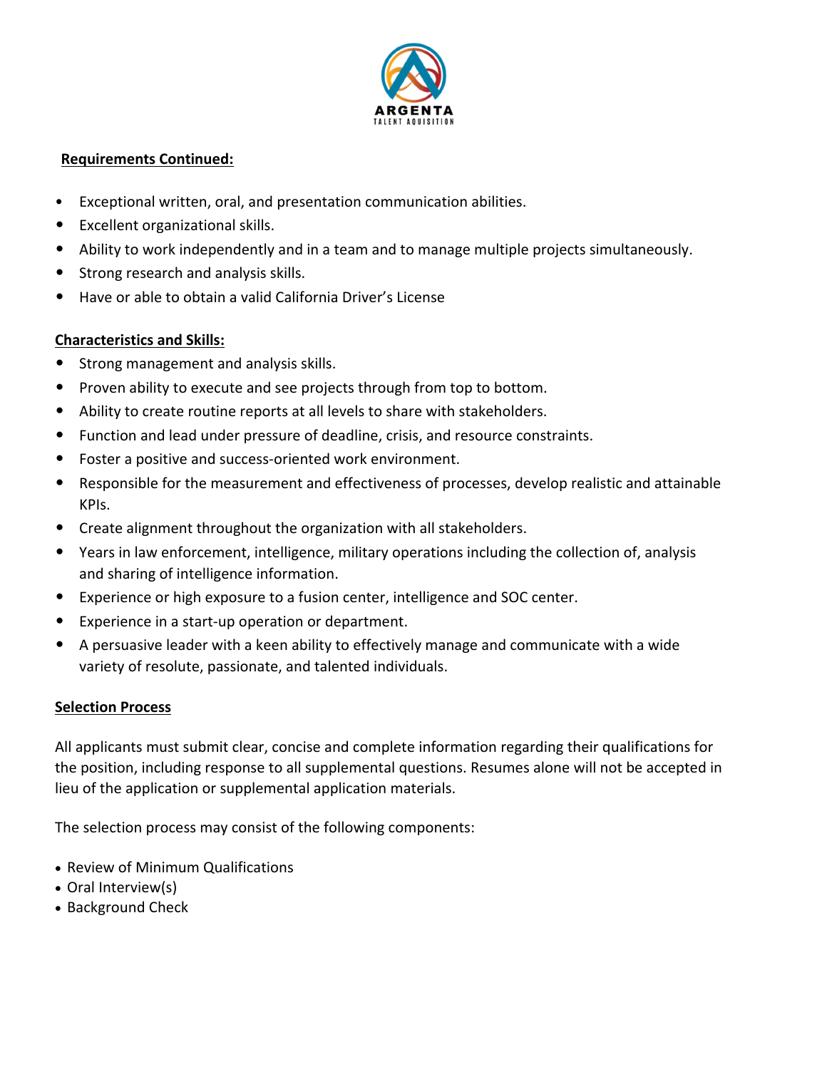**Requirements Continued:**

- Exceptional written, oral, and presentation communication abilities.
- Excellent organizational skills.
- Ability to work independently and in a team and to manage multiple projects simultaneously.
- Strong research and analysis skills.
- Have or able to obtain a valid California Driver's License

**Characteristics and Skills:**

- Strong management and analysis skills.
- Proven ability to execute and see projects through from top to bottom.
- Ability to create routine reports at all levels to share with stakeholders.
- Function and lead under pressure of deadline, crisis, and resource constraints.
- Foster a positive and success-oriented work environment.
- Responsible for the measurement and effectiveness of processes, develop realistic and attainable KPIs.
- Create alignment throughout the organization with all stakeholders.
- Years in law enforcement, intelligence, military operations including the collection of, analysis and sharing of intelligence information.
- Experience or high exposure to a fusion center, intelligence and SOC center.
- Experience in a start-up operation or department.
- A persuasive leader with a keen ability to effectively manage and communicate with a wide variety of resolute, passionate, and talented individuals.

**Selection Process**

All applicants must submit clear, concise and complete information regarding their qualifications for the position, including response to all supplemental questions. Resumes alone will not be accepted in lieu of the application or supplemental application materials.

The selection process may consist of the following components:

- Review of Minimum Qualifications
- Oral Interview(s)
- Background Check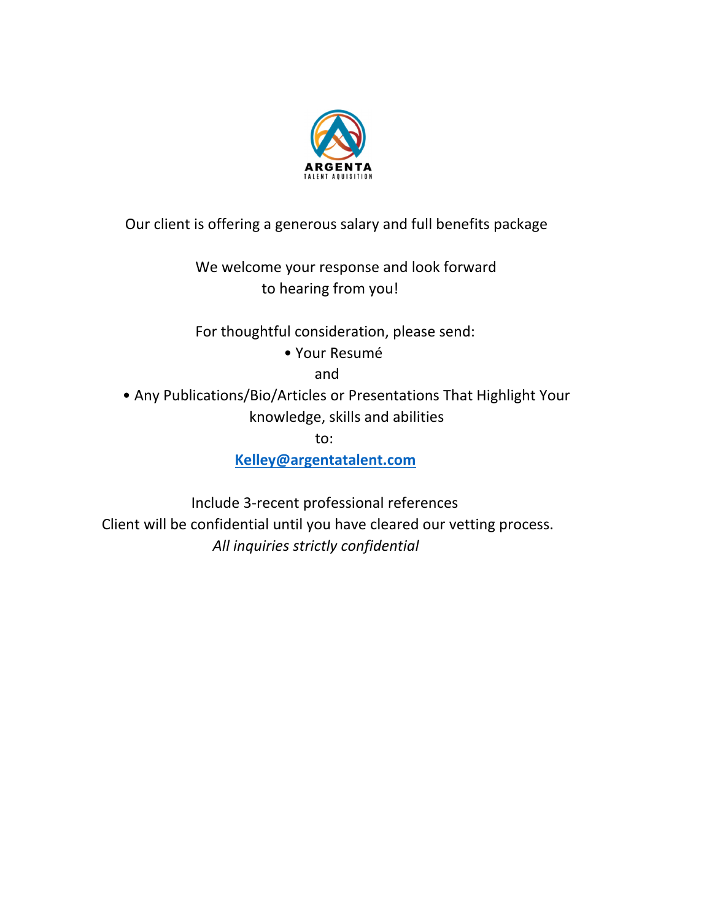ARGENTA
TALENT AQUISITION

Our client is offering a generous salary and full benefits package

We welcome your response and look forward
to hearing from you!

For thoughtful consideration, please send:

• Your Resumé

and

• Any Publications/Bio/Articles or Presentations That Highlight Your knowledge, skills and abilities

to:

**Kelley@argentatalent.com**

Include 3-recent professional references
Client will be confidential until you have cleared our vetting process.
*All inquiries strictly confidential*